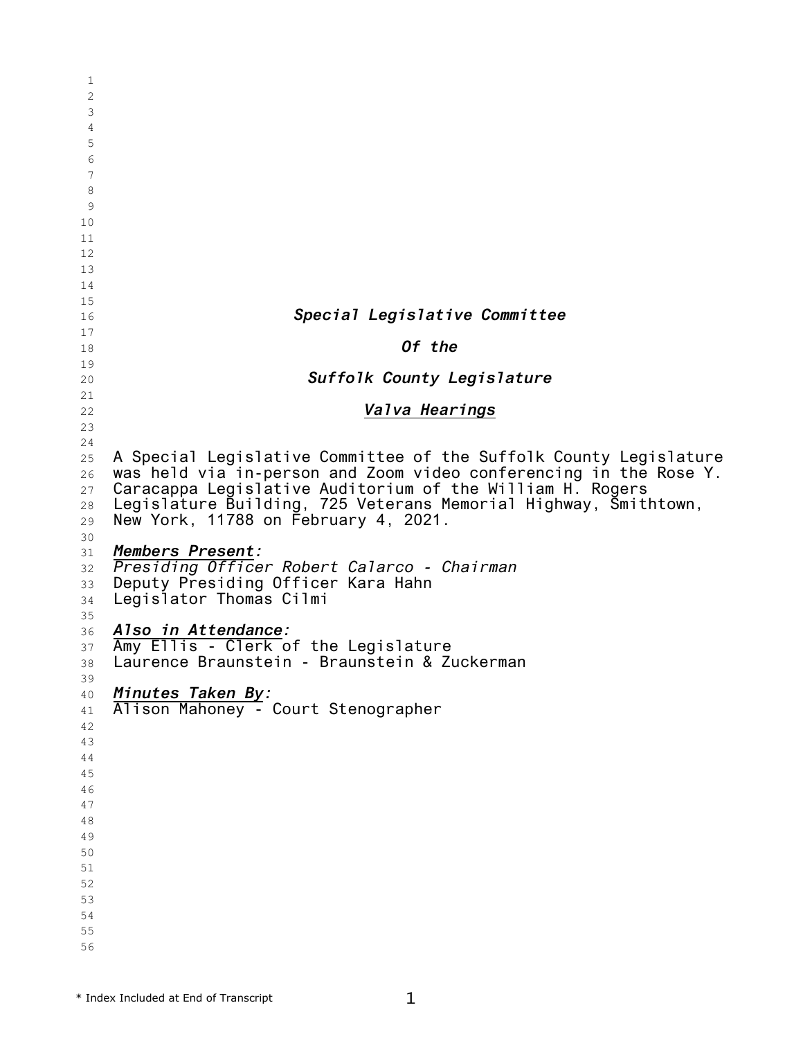***Special Legislative Committee***

***Of the***

***Suffolk County Legislature***

***Valva Hearings***

A Special Legislative Committee of the Suffolk County Legislature was held via in-person and Zoom video conferencing in the Rose Y. Caracappa Legislative Auditorium of the William H. Rogers Legislature Building, 725 Veterans Memorial Highway, Smithtown, New York, 11788 on February 4, 2021.

***Members Present:***
*Presiding Officer Robert Calarco - Chairman*
Deputy Presiding Officer Kara Hahn
Legislator Thomas Cilmi

***Also in Attendance:***
Amy Ellis - Clerk of the Legislature
Laurence Braunstein - Braunstein & Zuckerman

***Minutes Taken By:***
Alison Mahoney - Court Stenographer

\* Index Included at End of Transcript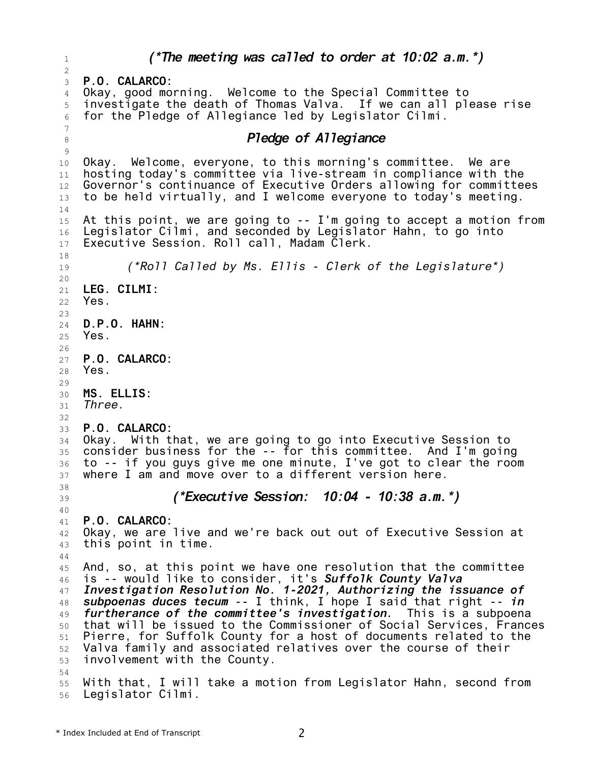*(*The meeting was called to order at 10:02 a.m.*)*

**P.O. CALARCO:**
Okay, good morning. Welcome to the Special Committee to investigate the death of Thomas Valva. If we can all please rise for the Pledge of Allegiance led by Legislator Cilmi.

*Pledge of Allegiance*

Okay. Welcome, everyone, to this morning's committee. We are hosting today's committee via live-stream in compliance with the Governor's continuance of Executive Orders allowing for committees to be held virtually, and I welcome everyone to today's meeting.

At this point, we are going to -- I'm going to accept a motion from Legislator Cilmi, and seconded by Legislator Hahn, to go into Executive Session. Roll call, Madam Clerk.

*(*Roll Called by Ms. Ellis - Clerk of the Legislature*)*

**LEG. CILMI:**
Yes.

**D.P.O. HAHN:**
Yes.

**P.O. CALARCO:**
Yes.

**MS. ELLIS:**
*Three.*

**P.O. CALARCO:**
Okay. With that, we are going to go into Executive Session to consider business for the -- for this committee. And I'm going to -- if you guys give me one minute, I've got to clear the room where I am and move over to a different version here.

*(*Executive Session: 10:04 - 10:38 a.m.*)*

**P.O. CALARCO:**
Okay, we are live and we're back out out of Executive Session at this point in time.

And, so, at this point we have one resolution that the committee is -- would like to consider, it's ***Suffolk County Valva Investigation Resolution No. 1-2021, Authorizing the issuance of subpoenas duces tecum*** -- I think, I hope I said that right -- ***in furtherance of the committee's investigation.*** This is a subpoena that will be issued to the Commissioner of Social Services, Frances Pierre, for Suffolk County for a host of documents related to the Valva family and associated relatives over the course of their involvement with the County.

With that, I will take a motion from Legislator Hahn, second from Legislator Cilmi.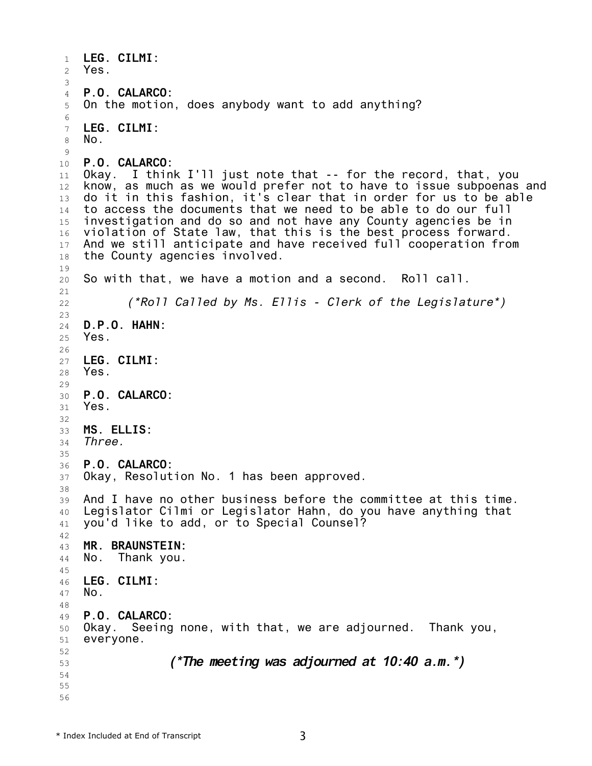**LEG. CILMI**:
Yes.

**P.O. CALARCO**:
On the motion, does anybody want to add anything?

**LEG. CILMI**:
No.

**P.O. CALARCO**:
Okay. I think I'll just note that -- for the record, that, you know, as much as we would prefer not to have to issue subpoenas and do it in this fashion, it's clear that in order for us to be able to access the documents that we need to be able to do our full investigation and do so and not have any County agencies be in violation of State law, that this is the best process forward. And we still anticipate and have received full cooperation from the County agencies involved.

So with that, we have a motion and a second. Roll call.

*(\*Roll Called by Ms. Ellis - Clerk of the Legislature\*)*

**D.P.O. HAHN**:
Yes.

**LEG. CILMI**:
Yes.

**P.O. CALARCO**:
Yes.

**MS. ELLIS**:
*Three.*

**P.O. CALARCO**:
Okay, Resolution No. 1 has been approved.

And I have no other business before the committee at this time. Legislator Cilmi or Legislator Hahn, do you have anything that you'd like to add, or to Special Counsel?

**MR. BRAUNSTEIN**:
No. Thank you.

**LEG. CILMI**:
No.

**P.O. CALARCO**:
Okay. Seeing none, with that, we are adjourned. Thank you, everyone.

***(\*The meeting was adjourned at 10:40 a.m.\*)***

\* Index Included at End of Transcript